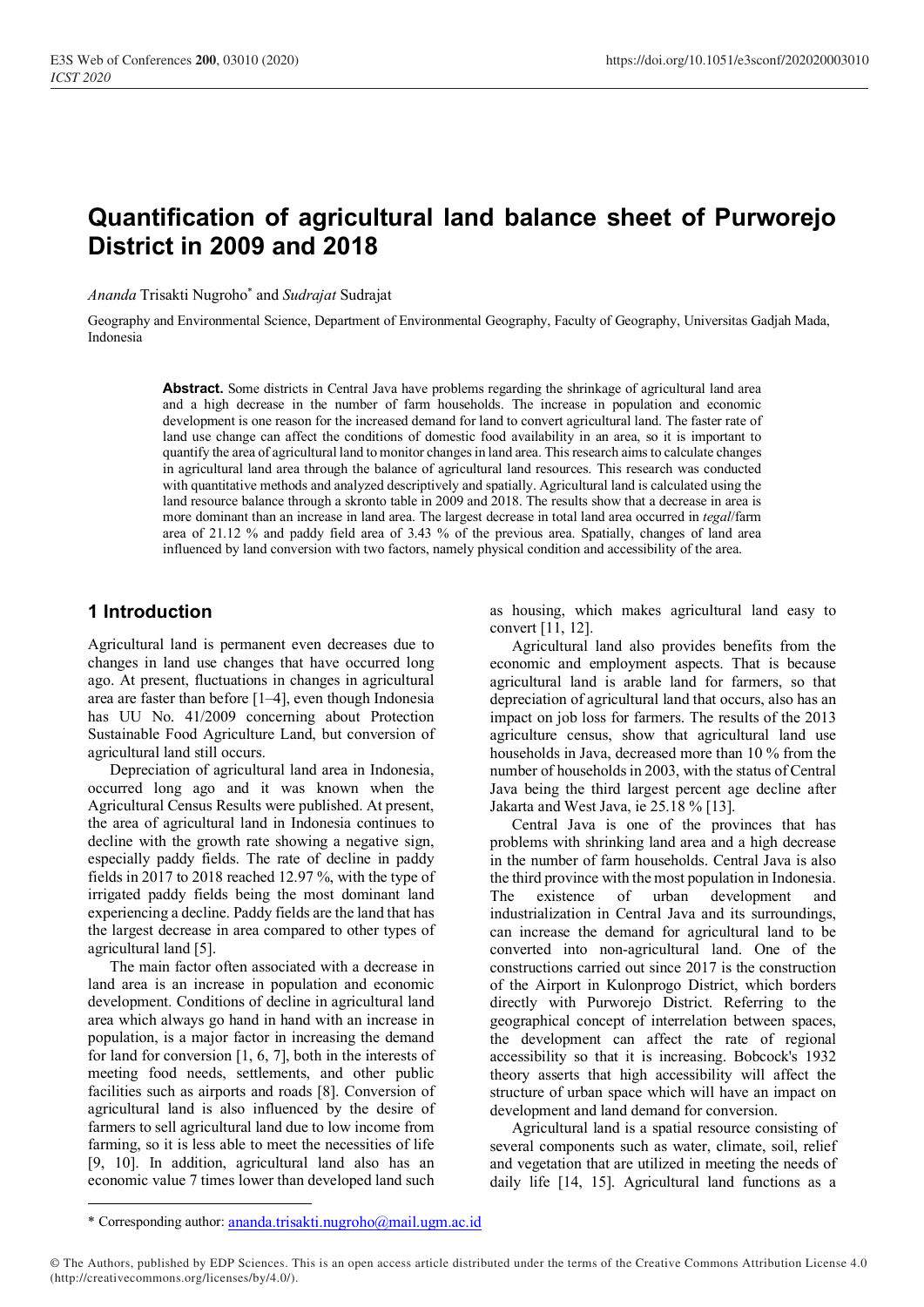# Quantification of agricultural land balance sheet of Purworejo District in 2009 and 2018

*Ananda* Trisakti Nugroho* and *Sudrajat* Sudrajat

Geography and Environmental Science, Department of Environmental Geography, Faculty of Geography, Universitas Gadjah Mada, Indonesia

**Abstract.** Some districts in Central Java have problems regarding the shrinkage of agricultural land area and a high decrease in the number of farm households. The increase in population and economic development is one reason for the increased demand for land to convert agricultural land. The faster rate of land use change can affect the conditions of domestic food availability in an area, so it is important to quantify the area of agricultural land to monitor changes in land area. This research aims to calculate changes in agricultural land area through the balance of agricultural land resources. This research was conducted with quantitative methods and analyzed descriptively and spatially. Agricultural land is calculated using the land resource balance through a skronto table in 2009 and 2018. The results show that a decrease in area is more dominant than an increase in land area. The largest decrease in total land area occurred in *tegal*/farm area of 21.12 % and paddy field area of 3.43 % of the previous area. Spatially, changes of land area influenced by land conversion with two factors, namely physical condition and accessibility of the area.

## 1 Introduction

Agricultural land is permanent even decreases due to changes in land use changes that have occurred long ago. At present, fluctuations in changes in agricultural area are faster than before [1–4], even though Indonesia has UU No. 41/2009 concerning about Protection Sustainable Food Agriculture Land, but conversion of agricultural land still occurs.

Depreciation of agricultural land area in Indonesia, occurred long ago and it was known when the Agricultural Census Results were published. At present, the area of agricultural land in Indonesia continues to decline with the growth rate showing a negative sign, especially paddy fields. The rate of decline in paddy fields in 2017 to 2018 reached 12.97 %, with the type of irrigated paddy fields being the most dominant land experiencing a decline. Paddy fields are the land that has the largest decrease in area compared to other types of agricultural land [5].

The main factor often associated with a decrease in land area is an increase in population and economic development. Conditions of decline in agricultural land area which always go hand in hand with an increase in population, is a major factor in increasing the demand for land for conversion [1, 6, 7], both in the interests of meeting food needs, settlements, and other public facilities such as airports and roads [8]. Conversion of agricultural land is also influenced by the desire of farmers to sell agricultural land due to low income from farming, so it is less able to meet the necessities of life [9, 10]. In addition, agricultural land also has an economic value 7 times lower than developed land such as housing, which makes agricultural land easy to convert [11, 12].

Agricultural land also provides benefits from the economic and employment aspects. That is because agricultural land is arable land for farmers, so that depreciation of agricultural land that occurs, also has an impact on job loss for farmers. The results of the 2013 agriculture census, show that agricultural land use households in Java, decreased more than 10 % from the number of households in 2003, with the status of Central Java being the third largest percent age decline after Jakarta and West Java, ie 25.18 % [13].

Central Java is one of the provinces that has problems with shrinking land area and a high decrease in the number of farm households. Central Java is also the third province with the most population in Indonesia. The existence of urban development and industrialization in Central Java and its surroundings, can increase the demand for agricultural land to be converted into non-agricultural land. One of the constructions carried out since 2017 is the construction of the Airport in Kulonprogo District, which borders directly with Purworejo District. Referring to the geographical concept of interrelation between spaces, the development can affect the rate of regional accessibility so that it is increasing. Bobcock's 1932 theory asserts that high accessibility will affect the structure of urban space which will have an impact on development and land demand for conversion.

Agricultural land is a spatial resource consisting of several components such as water, climate, soil, relief and vegetation that are utilized in meeting the needs of daily life [14, 15]. Agricultural land functions as a

* Corresponding author: ananda.trisakti.nugroho@mail.ugm.ac.id

© The Authors, published by EDP Sciences. This is an open access article distributed under the terms of the Creative Commons Attribution License 4.0 (http://creativecommons.org/licenses/by/4.0/).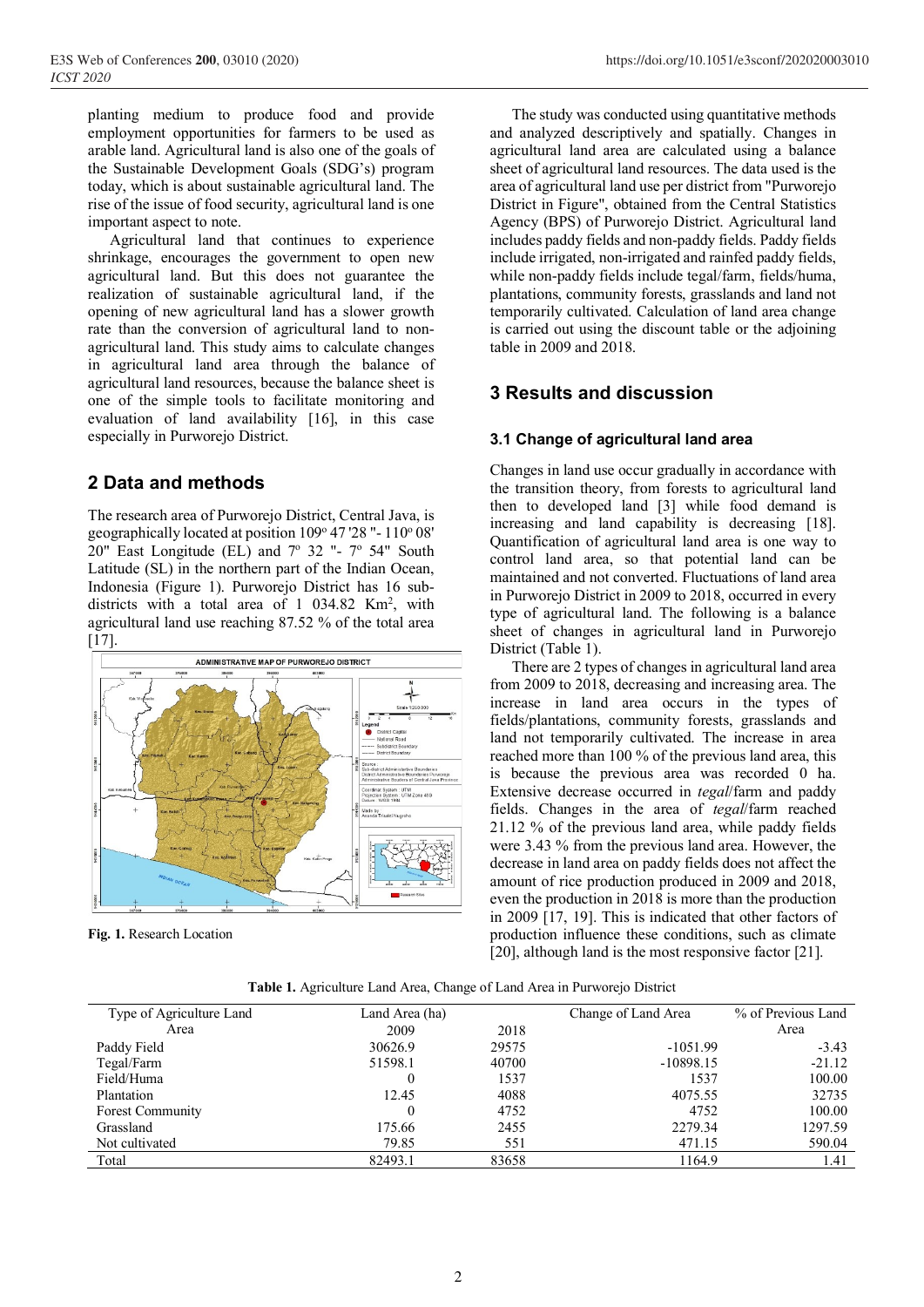planting medium to produce food and provide employment opportunities for farmers to be used as arable land. Agricultural land is also one of the goals of the Sustainable Development Goals (SDG's) program today, which is about sustainable agricultural land. The rise of the issue of food security, agricultural land is one important aspect to note.

Agricultural land that continues to experience shrinkage, encourages the government to open new agricultural land. But this does not guarantee the realization of sustainable agricultural land, if the opening of new agricultural land has a slower growth rate than the conversion of agricultural land to non-agricultural land. This study aims to calculate changes in agricultural land area through the balance of agricultural land resources, because the balance sheet is one of the simple tools to facilitate monitoring and evaluation of land availability [16], in this case especially in Purworejo District.

## 2 Data and methods

The research area of Purworejo District, Central Java, is geographically located at position 109° 47 '28 "- 110° 08' 20" East Longitude (EL) and 7° 32 "- 7° 54" South Latitude (SL) in the northern part of the Indian Ocean, Indonesia (Figure 1). Purworejo District has 16 sub-districts with a total area of 1 034.82 Km$^2$, with agricultural land use reaching 87.52 % of the total area [17].

**Fig. 1.** Research Location

The study was conducted using quantitative methods and analyzed descriptively and spatially. Changes in agricultural land area are calculated using a balance sheet of agricultural land resources. The data used is the area of agricultural land use per district from "Purworejo District in Figure", obtained from the Central Statistics Agency (BPS) of Purworejo District. Agricultural land includes paddy fields and non-paddy fields. Paddy fields include irrigated, non-irrigated and rainfed paddy fields, while non-paddy fields include tegal/farm, fields/huma, plantations, community forests, grasslands and land not temporarily cultivated. Calculation of land area change is carried out using the discount table or the adjoining table in 2009 and 2018.

## 3 Results and discussion

### 3.1 Change of agricultural land area

Changes in land use occur gradually in accordance with the transition theory, from forests to agricultural land then to developed land [3] while food demand is increasing and land capability is decreasing [18]. Quantification of agricultural land area is one way to control land area, so that potential land can be maintained and not converted. Fluctuations of land area in Purworejo District in 2009 to 2018, occurred in every type of agricultural land. The following is a balance sheet of changes in agricultural land in Purworejo District (Table 1).

There are 2 types of changes in agricultural land area from 2009 to 2018, decreasing and increasing area. The increase in land area occurs in the types of fields/plantations, community forests, grasslands and land not temporarily cultivated. The increase in area reached more than 100 % of the previous land area, this is because the previous area was recorded 0 ha. Extensive decrease occurred in *tegal*/farm and paddy fields. Changes in the area of *tegal*/farm reached 21.12 % of the previous land area, while paddy fields were 3.43 % from the previous land area. However, the decrease in land area on paddy fields does not affect the amount of rice production produced in 2009 and 2018, even the production in 2018 is more than the production in 2009 [17, 19]. This is indicated that other factors of production influence these conditions, such as climate [20], although land is the most responsive factor [21].

**Table 1.** Agriculture Land Area, Change of Land Area in Purworejo District

| Type of Agriculture Land Area | Land Area (ha) | | Change of Land Area | % of Previous Land Area |
|---|---|---|---|---|
| | 2009 | 2018 | | |
| Paddy Field | 30626.9 | 29575 | -1051.99 | -3.43 |
| Tegal/Farm | 51598.1 | 40700 | -10898.15 | -21.12 |
| Field/Huma | 0 | 1537 | 1537 | 100.00 |
| Plantation | 12.45 | 4088 | 4075.55 | 32735 |
| Forest Community | 0 | 4752 | 4752 | 100.00 |
| Grassland | 175.66 | 2455 | 2279.34 | 1297.59 |
| Not cultivated | 79.85 | 551 | 471.15 | 590.04 |
| Total | 82493.1 | 83658 | 1164.9 | 1.41 |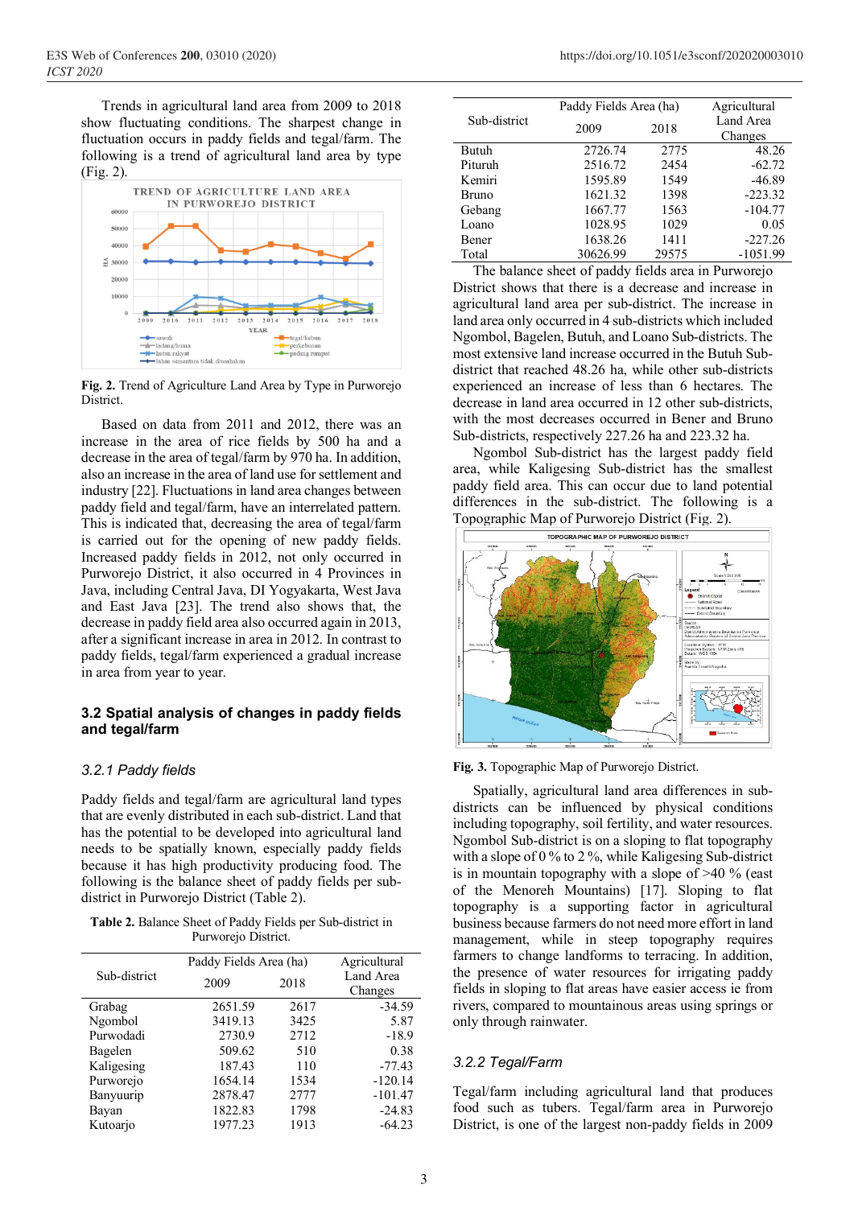Trends in agricultural land area from 2009 to 2018 show fluctuating conditions. The sharpest change in fluctuation occurs in paddy fields and tegal/farm. The following is a trend of agricultural land area by type (Fig. 2).

**Fig. 2.** Trend of Agriculture Land Area by Type in Purworejo District.

Based on data from 2011 and 2012, there was an increase in the area of rice fields by 500 ha and a decrease in the area of tegal/farm by 970 ha. In addition, also an increase in the area of land use for settlement and industry [22]. Fluctuations in land area changes between paddy field and tegal/farm, have an interrelated pattern. This is indicated that, decreasing the area of tegal/farm is carried out for the opening of new paddy fields. Increased paddy fields in 2012, not only occurred in Purworejo District, it also occurred in 4 Provinces in Java, including Central Java, DI Yogyakarta, West Java and East Java [23]. The trend also shows that, the decrease in paddy field area also occurred again in 2013, after a significant increase in area in 2012. In contrast to paddy fields, tegal/farm experienced a gradual increase in area from year to year.

## 3.2 Spatial analysis of changes in paddy fields and tegal/farm

### 3.2.1 Paddy fields

Paddy fields and tegal/farm are agricultural land types that are evenly distributed in each sub-district. Land that has the potential to be developed into agricultural land needs to be spatially known, especially paddy fields because it has high productivity producing food. The following is the balance sheet of paddy fields per sub-district in Purworejo District (Table 2).

**Table 2.** Balance Sheet of Paddy Fields per Sub-district in Purworejo District.

| Sub-district | Paddy Fields Area (ha) | | Agricultural Land Area Changes |
|---|---|---|---|
| | 2009 | 2018 | |
| Grabag | 2651.59 | 2617 | -34.59 |
| Ngombol | 3419.13 | 3425 | 5.87 |
| Purwodadi | 2730.9 | 2712 | -18.9 |
| Bagelen | 509.62 | 510 | 0.38 |
| Kaligesing | 187.43 | 110 | -77.43 |
| Purworejo | 1654.14 | 1534 | -120.14 |
| Banyuurip | 2878.47 | 2777 | -101.47 |
| Bayan | 1822.83 | 1798 | -24.83 |
| Kutoarjo | 1977.23 | 1913 | -64.23 |
| Butuh | 2726.74 | 2775 | 48.26 |
| Pituruh | 2516.72 | 2454 | -62.72 |
| Kemiri | 1595.89 | 1549 | -46.89 |
| Bruno | 1621.32 | 1398 | -223.32 |
| Gebang | 1667.77 | 1563 | -104.77 |
| Loano | 1028.95 | 1029 | 0.05 |
| Bener | 1638.26 | 1411 | -227.26 |
| Total | 30626.99 | 29575 | -1051.99 |

The balance sheet of paddy fields area in Purworejo District shows that there is a decrease and increase in agricultural land area per sub-district. The increase in land area only occurred in 4 sub-districts which included Ngombol, Bagelen, Butuh, and Loano Sub-districts. The most extensive land increase occurred in the Butuh Sub-district that reached 48.26 ha, while other sub-districts experienced an increase of less than 6 hectares. The decrease in land area occurred in 12 other sub-districts, with the most decreases occurred in Bener and Bruno Sub-districts, respectively 227.26 ha and 223.32 ha.

Ngombol Sub-district has the largest paddy field area, while Kaligesing Sub-district has the smallest paddy field area. This can occur due to land potential differences in the sub-district. The following is a Topographic Map of Purworejo District (Fig. 2).

**Fig. 3.** Topographic Map of Purworejo District.

Spatially, agricultural land area differences in sub-districts can be influenced by physical conditions including topography, soil fertility, and water resources. Ngombol Sub-district is on a sloping to flat topography with a slope of 0 % to 2 %, while Kaligesing Sub-district is in mountain topography with a slope of >40 % (east of the Menoreh Mountains) [17]. Sloping to flat topography is a supporting factor in agricultural business because farmers do not need more effort in land management, while in steep topography requires farmers to change landforms to terracing. In addition, the presence of water resources for irrigating paddy fields in sloping to flat areas have easier access ie from rivers, compared to mountainous areas using springs or only through rainwater.

### 3.2.2 Tegal/Farm

Tegal/farm including agricultural land that produces food such as tubers. Tegal/farm area in Purworejo District, is one of the largest non-paddy fields in 2009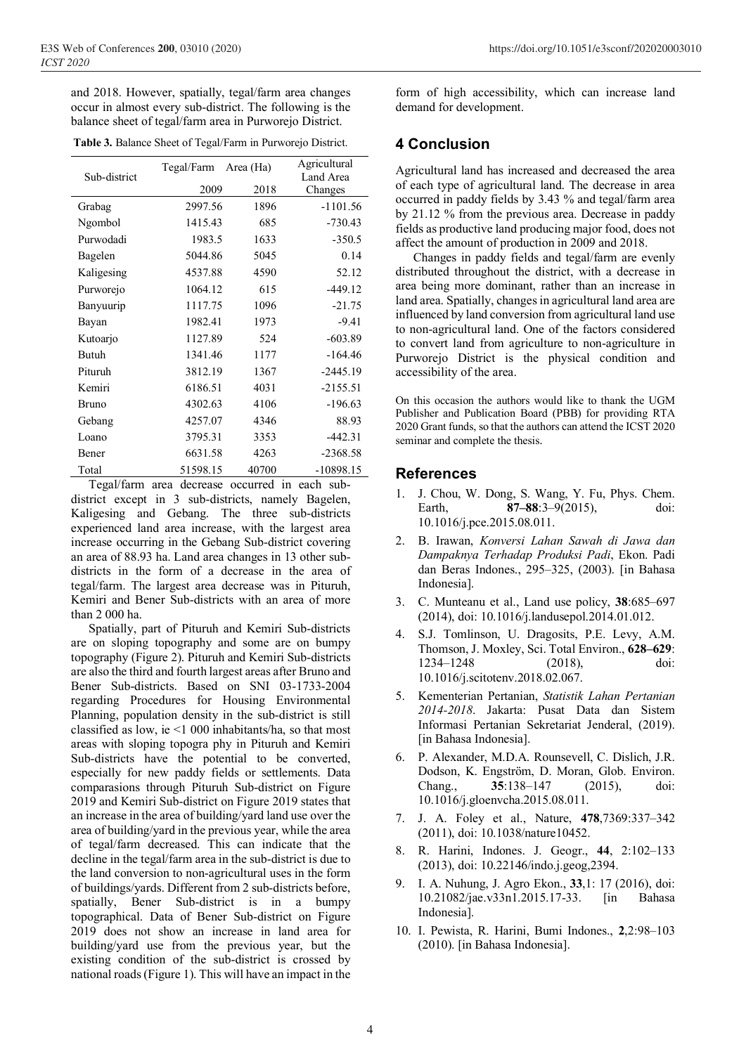and 2018. However, spatially, tegal/farm area changes occur in almost every sub-district. The following is the balance sheet of tegal/farm area in Purworejo District.

**Table 3.** Balance Sheet of Tegal/Farm in Purworejo District.

| Sub-district | Tegal/Farm Area (Ha) 2009 | 2018 | Agricultural Land Area Changes |
|---|---|---|---|
| Grabag | 2997.56 | 1896 | -1101.56 |
| Ngombol | 1415.43 | 685 | -730.43 |
| Purwodadi | 1983.5 | 1633 | -350.5 |
| Bagelen | 5044.86 | 5045 | 0.14 |
| Kaligesing | 4537.88 | 4590 | 52.12 |
| Purworejo | 1064.12 | 615 | -449.12 |
| Banyuurip | 1117.75 | 1096 | -21.75 |
| Bayan | 1982.41 | 1973 | -9.41 |
| Kutoarjo | 1127.89 | 524 | -603.89 |
| Butuh | 1341.46 | 1177 | -164.46 |
| Pituruh | 3812.19 | 1367 | -2445.19 |
| Kemiri | 6186.51 | 4031 | -2155.51 |
| Bruno | 4302.63 | 4106 | -196.63 |
| Gebang | 4257.07 | 4346 | 88.93 |
| Loano | 3795.31 | 3353 | -442.31 |
| Bener | 6631.58 | 4263 | -2368.58 |
| Total | 51598.15 | 40700 | -10898.15 |

Tegal/farm area decrease occurred in each sub-district except in 3 sub-districts, namely Bagelen, Kaligesing and Gebang. The three sub-districts experienced land area increase, with the largest area increase occurring in the Gebang Sub-district covering an area of 88.93 ha. Land area changes in 13 other sub-districts in the form of a decrease in the area of tegal/farm. The largest area decrease was in Pituruh, Kemiri and Bener Sub-districts with an area of more than 2 000 ha.

Spatially, part of Pituruh and Kemiri Sub-districts are on sloping topography and some are on bumpy topography (Figure 2). Pituruh and Kemiri Sub-districts are also the third and fourth largest areas after Bruno and Bener Sub-districts. Based on SNI 03-1733-2004 regarding Procedures for Housing Environmental Planning, population density in the sub-district is still classified as low, ie <1 000 inhabitants/ha, so that most areas with sloping topogra phy in Pituruh and Kemiri Sub-districts have the potential to be converted, especially for new paddy fields or settlements. Data comparasions through Pituruh Sub-district on Figure 2019 and Kemiri Sub-district on Figure 2019 states that an increase in the area of building/yard land use over the area of building/yard in the previous year, while the area of tegal/farm decreased. This can indicate that the decline in the tegal/farm area in the sub-district is due to the land conversion to non-agricultural uses in the form of buildings/yards. Different from 2 sub-districts before, spatially, Bener Sub-district is in a bumpy topographical. Data of Bener Sub-district on Figure 2019 does not show an increase in land area for building/yard use from the previous year, but the existing condition of the sub-district is crossed by national roads (Figure 1). This will have an impact in the form of high accessibility, which can increase land demand for development.

## 4 Conclusion

Agricultural land has increased and decreased the area of each type of agricultural land. The decrease in area occurred in paddy fields by 3.43 % and tegal/farm area by 21.12 % from the previous area. Decrease in paddy fields as productive land producing major food, does not affect the amount of production in 2009 and 2018.

Changes in paddy fields and tegal/farm are evenly distributed throughout the district, with a decrease in area being more dominant, rather than an increase in land area. Spatially, changes in agricultural land area are influenced by land conversion from agricultural land use to non-agricultural land. One of the factors considered to convert land from agriculture to non-agriculture in Purworejo District is the physical condition and accessibility of the area.

On this occasion the authors would like to thank the UGM Publisher and Publication Board (PBB) for providing RTA 2020 Grant funds, so that the authors can attend the ICST 2020 seminar and complete the thesis.

## References

1. J. Chou, W. Dong, S. Wang, Y. Fu, Phys. Chem. Earth, **87–88**:3–9(2015), doi: 10.1016/j.pce.2015.08.011.
2. B. Irawan, *Konversi Lahan Sawah di Jawa dan Dampaknya Terhadap Produksi Padi*, Ekon. Padi dan Beras Indones., 295–325, (2003). [in Bahasa Indonesia].
3. C. Munteanu et al., Land use policy, **38**:685–697 (2014), doi: 10.1016/j.landusepol.2014.01.012.
4. S.J. Tomlinson, U. Dragosits, P.E. Levy, A.M. Thomson, J. Moxley, Sci. Total Environ., **628–629**: 1234–1248 (2018), doi: 10.1016/j.scitotenv.2018.02.067.
5. Kementerian Pertanian, *Statistik Lahan Pertanian 2014-2018*. Jakarta: Pusat Data dan Sistem Informasi Pertanian Sekretariat Jenderal, (2019). [in Bahasa Indonesia].
6. P. Alexander, M.D.A. Rounsevell, C. Dislich, J.R. Dodson, K. Engström, D. Moran, Glob. Environ. Chang., **35**:138–147 (2015), doi: 10.1016/j.gloenvcha.2015.08.011.
7. J. A. Foley et al., Nature, **478**,7369:337–342 (2011), doi: 10.1038/nature10452.
8. R. Harini, Indones. J. Geogr., **44**, 2:102–133 (2013), doi: 10.22146/indo.j.geog,2394.
9. I. A. Nuhung, J. Agro Ekon., **33**,1: 17 (2016), doi: 10.21082/jae.v33n1.2015.17-33. [in Bahasa Indonesia].
10. I. Pewista, R. Harini, Bumi Indones., **2**,2:98–103 (2010). [in Bahasa Indonesia].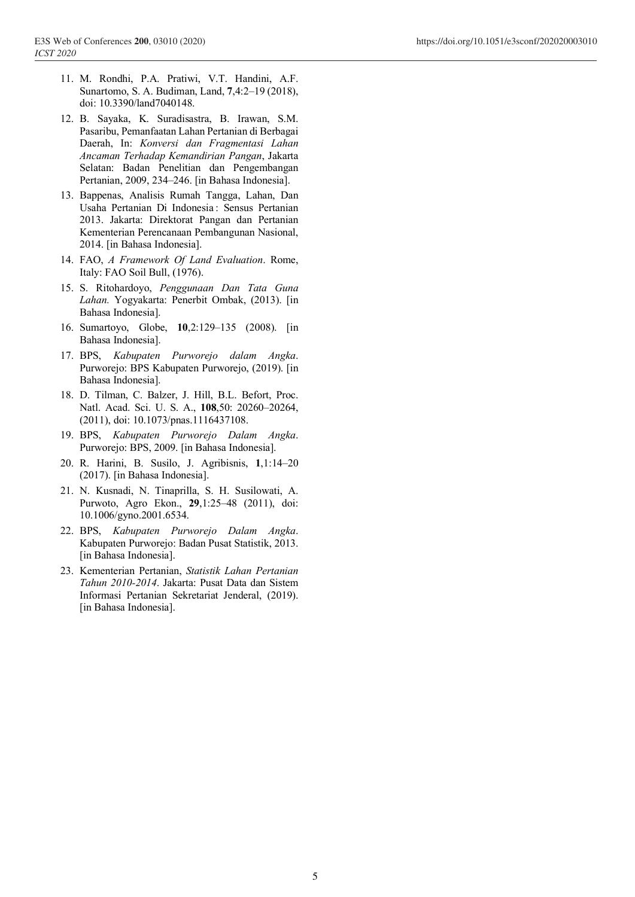11. M. Rondhi, P.A. Pratiwi, V.T. Handini, A.F. Sunartomo, S. A. Budiman, Land, **7**,4:2–19 (2018), doi: 10.3390/land7040148.
12. B. Sayaka, K. Suradisastra, B. Irawan, S.M. Pasaribu, Pemanfaatan Lahan Pertanian di Berbagai Daerah, In: *Konversi dan Fragmentasi Lahan Ancaman Terhadap Kemandirian Pangan*, Jakarta Selatan: Badan Penelitian dan Pengembangan Pertanian, 2009, 234–246. [in Bahasa Indonesia].
13. Bappenas, Analisis Rumah Tangga, Lahan, Dan Usaha Pertanian Di Indonesia : Sensus Pertanian 2013. Jakarta: Direktorat Pangan dan Pertanian Kementerian Perencanaan Pembangunan Nasional, 2014. [in Bahasa Indonesia].
14. FAO, *A Framework Of Land Evaluation*. Rome, Italy: FAO Soil Bull, (1976).
15. S. Ritohardoyo, *Penggunaan Dan Tata Guna Lahan.* Yogyakarta: Penerbit Ombak, (2013). [in Bahasa Indonesia].
16. Sumartoyo, Globe, **10**,2:129–135 (2008). [in Bahasa Indonesia].
17. BPS, *Kabupaten Purworejo dalam Angka*. Purworejo: BPS Kabupaten Purworejo, (2019). [in Bahasa Indonesia].
18. D. Tilman, C. Balzer, J. Hill, B.L. Befort, Proc. Natl. Acad. Sci. U. S. A., **108**,50: 20260–20264, (2011), doi: 10.1073/pnas.1116437108.
19. BPS, *Kabupaten Purworejo Dalam Angka*. Purworejo: BPS, 2009. [in Bahasa Indonesia].
20. R. Harini, B. Susilo, J. Agribisnis, **1**,1:14–20 (2017). [in Bahasa Indonesia].
21. N. Kusnadi, N. Tinaprilla, S. H. Susilowati, A. Purwoto, Agro Ekon., **29**,1:25–48 (2011), doi: 10.1006/gyno.2001.6534.
22. BPS, *Kabupaten Purworejo Dalam Angka*. Kabupaten Purworejo: Badan Pusat Statistik, 2013. [in Bahasa Indonesia].
23. Kementerian Pertanian, *Statistik Lahan Pertanian Tahun 2010-2014*. Jakarta: Pusat Data dan Sistem Informasi Pertanian Sekretariat Jenderal, (2019). [in Bahasa Indonesia].